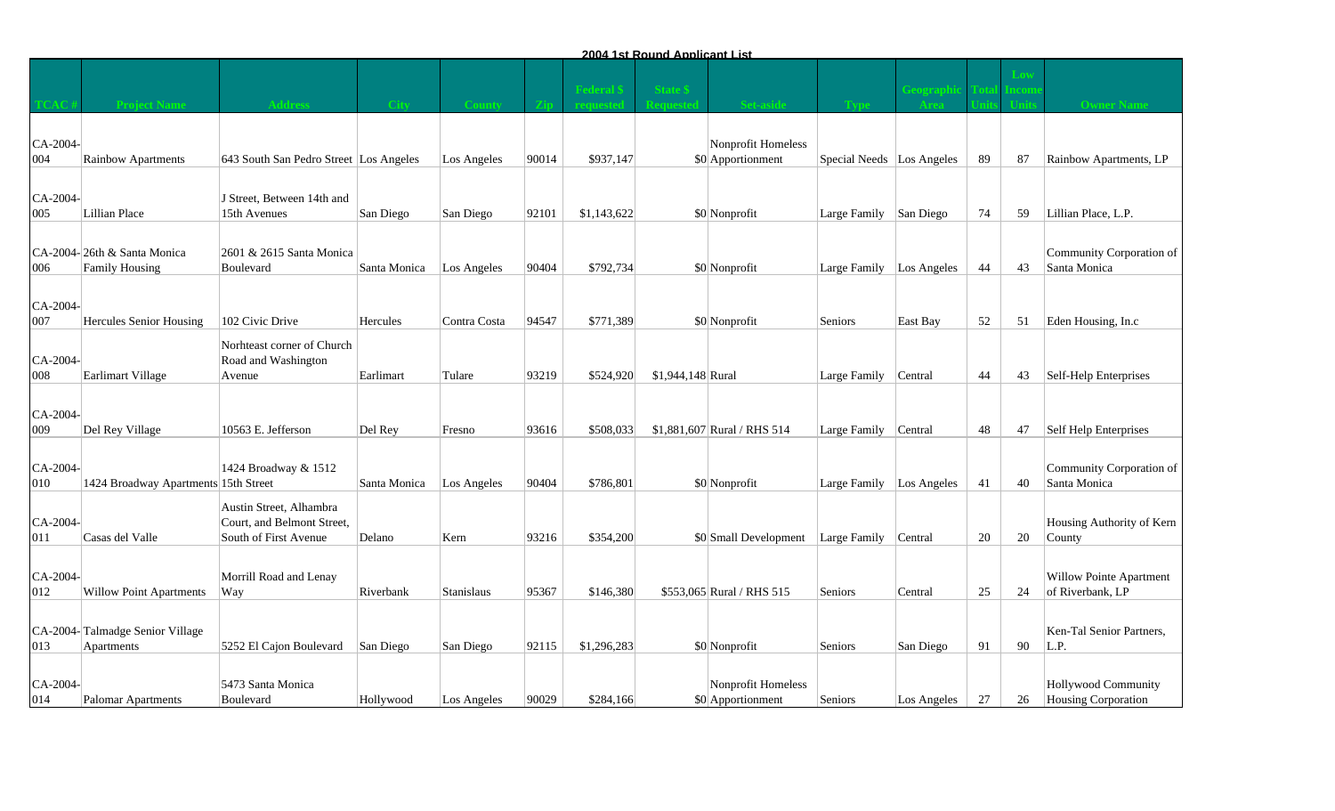## 2004 1st Round Applicant List

| TCAC # | Project Name | Address | City | County | Zip | Federal $ requested | State $ Requested | Set-aside | Type | Geographic Area | Total Units | Low Income Units | Owner Name |
|---|---|---|---|---|---|---|---|---|---|---|---|---|---|
| CA-2004-004 | Rainbow Apartments | 643 South San Pedro Street | Los Angeles | Los Angeles | 90014 | $937,147 | $0 | Nonprofit Homeless Apportionment | Special Needs | Los Angeles | 89 | 87 | Rainbow Apartments, LP |
| CA-2004-005 | Lillian Place | J Street, Between 14th and 15th Avenues | San Diego | San Diego | 92101 | $1,143,622 | $0 | Nonprofit | Large Family | San Diego | 74 | 59 | Lillian Place, L.P. |
| CA-2004-006 | 26th & Santa Monica Family Housing | 2601 & 2615 Santa Monica Boulevard | Santa Monica | Los Angeles | 90404 | $792,734 | $0 | Nonprofit | Large Family | Los Angeles | 44 | 43 | Community Corporation of Santa Monica |
| CA-2004-007 | Hercules Senior Housing | 102 Civic Drive | Hercules | Contra Costa | 94547 | $771,389 | $0 | Nonprofit | Seniors | East Bay | 52 | 51 | Eden Housing, In.c |
| CA-2004-008 | Earlimart Village | Norhteast corner of Church Road and Washington Avenue | Earlimart | Tulare | 93219 | $524,920 | $1,944,148 | Rural | Large Family | Central | 44 | 43 | Self-Help Enterprises |
| CA-2004-009 | Del Rey Village | 10563 E. Jefferson | Del Rey | Fresno | 93616 | $508,033 | $1,881,607 | Rural / RHS 514 | Large Family | Central | 48 | 47 | Self Help Enterprises |
| CA-2004-010 | 1424 Broadway Apartments | 1424 Broadway & 1512 15th Street | Santa Monica | Los Angeles | 90404 | $786,801 | $0 | Nonprofit | Large Family | Los Angeles | 41 | 40 | Community Corporation of Santa Monica |
| CA-2004-011 | Casas del Valle | Austin Street, Alhambra Court, and Belmont Street, South of First Avenue | Delano | Kern | 93216 | $354,200 | $0 | Small Development | Large Family | Central | 20 | 20 | Housing Authority of Kern County |
| CA-2004-012 | Willow Point Apartments | Morrill Road and Lenay Way | Riverbank | Stanislaus | 95367 | $146,380 | $553,065 | Rural / RHS 515 | Seniors | Central | 25 | 24 | Willow Pointe Apartment of Riverbank, LP |
| CA-2004-013 | Talmadge Senior Village Apartments | 5252 El Cajon Boulevard | San Diego | San Diego | 92115 | $1,296,283 | $0 | Nonprofit | Seniors | San Diego | 91 | 90 | Ken-Tal Senior Partners, L.P. |
| CA-2004-014 | Palomar Apartments | 5473 Santa Monica Boulevard | Hollywood | Los Angeles | 90029 | $284,166 | $0 | Nonprofit Homeless Apportionment | Seniors | Los Angeles | 27 | 26 | Hollywood Community Housing Corporation |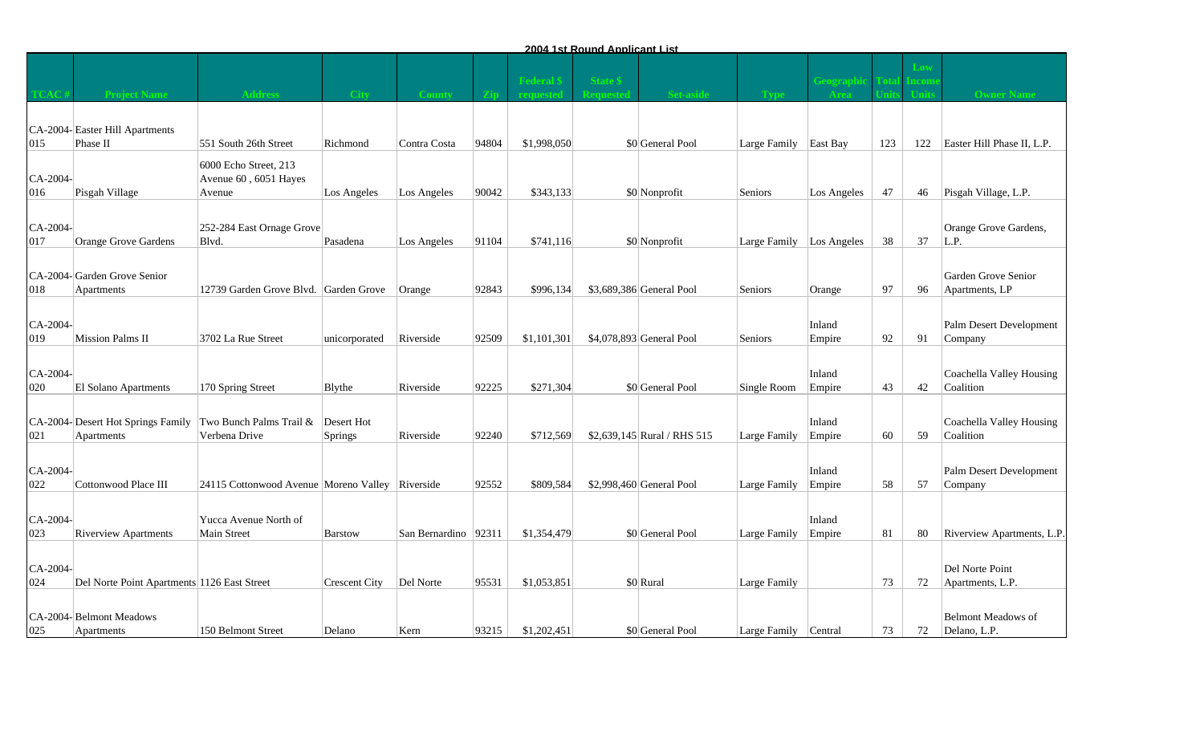## 2004 1st Round Applicant List

| TCAC # | Project Name | Address | City | County | Zip | Federal $ requested | State $ Requested | Set-aside | Type | Geographic Area | Total Units | Low Income Units | Owner Name |
|---|---|---|---|---|---|---|---|---|---|---|---|---|---|
| CA-2004-015 | Easter Hill Apartments Phase II | 551 South 26th Street | Richmond | Contra Costa | 94804 | $1,998,050 | $0 | General Pool | Large Family | East Bay | 123 | 122 | Easter Hill Phase II, L.P. |
| CA-2004-016 | Pisgah Village | 6000 Echo Street, 213 Avenue 60 , 6051 Hayes Avenue | Los Angeles | Los Angeles | 90042 | $343,133 | $0 | Nonprofit | Seniors | Los Angeles | 47 | 46 | Pisgah Village, L.P. |
| CA-2004-017 | Orange Grove Gardens | 252-284 East Ornage Grove Blvd. | Pasadena | Los Angeles | 91104 | $741,116 | $0 | Nonprofit | Large Family | Los Angeles | 38 | 37 | Orange Grove Gardens, L.P. |
| CA-2004-018 | Garden Grove Senior Apartments | 12739 Garden Grove Blvd. | Garden Grove | Orange | 92843 | $996,134 | $3,689,386 | General Pool | Seniors | Orange | 97 | 96 | Garden Grove Senior Apartments, LP |
| CA-2004-019 | Mission Palms II | 3702 La Rue Street | unicorporated | Riverside | 92509 | $1,101,301 | $4,078,893 | General Pool | Seniors | Inland Empire | 92 | 91 | Palm Desert Development Company |
| CA-2004-020 | El Solano Apartments | 170 Spring Street | Blythe | Riverside | 92225 | $271,304 | $0 | General Pool | Single Room | Inland Empire | 43 | 42 | Coachella Valley Housing Coalition |
| CA-2004-021 | Desert Hot Springs Family Apartments | Two Bunch Palms Trail & Verbena Drive | Desert Hot Springs | Riverside | 92240 | $712,569 | $2,639,145 | Rural / RHS 515 | Large Family | Inland Empire | 60 | 59 | Coachella Valley Housing Coalition |
| CA-2004-022 | Cottonwood Place III | 24115 Cottonwood Avenue | Moreno Valley | Riverside | 92552 | $809,584 | $2,998,460 | General Pool | Large Family | Inland Empire | 58 | 57 | Palm Desert Development Company |
| CA-2004-023 | Riverview Apartments | Yucca Avenue North of Main Street | Barstow | San Bernardino | 92311 | $1,354,479 | $0 | General Pool | Large Family | Inland Empire | 81 | 80 | Riverview Apartments, L.P. |
| CA-2004-024 | Del Norte Point Apartments | 1126 East Street | Crescent City | Del Norte | 95531 | $1,053,851 | $0 | Rural | Large Family | | 73 | 72 | Del Norte Point Apartments, L.P. |
| CA-2004-025 | Belmont Meadows Apartments | 150 Belmont Street | Delano | Kern | 93215 | $1,202,451 | $0 | General Pool | Large Family | Central | 73 | 72 | Belmont Meadows of Delano, L.P. |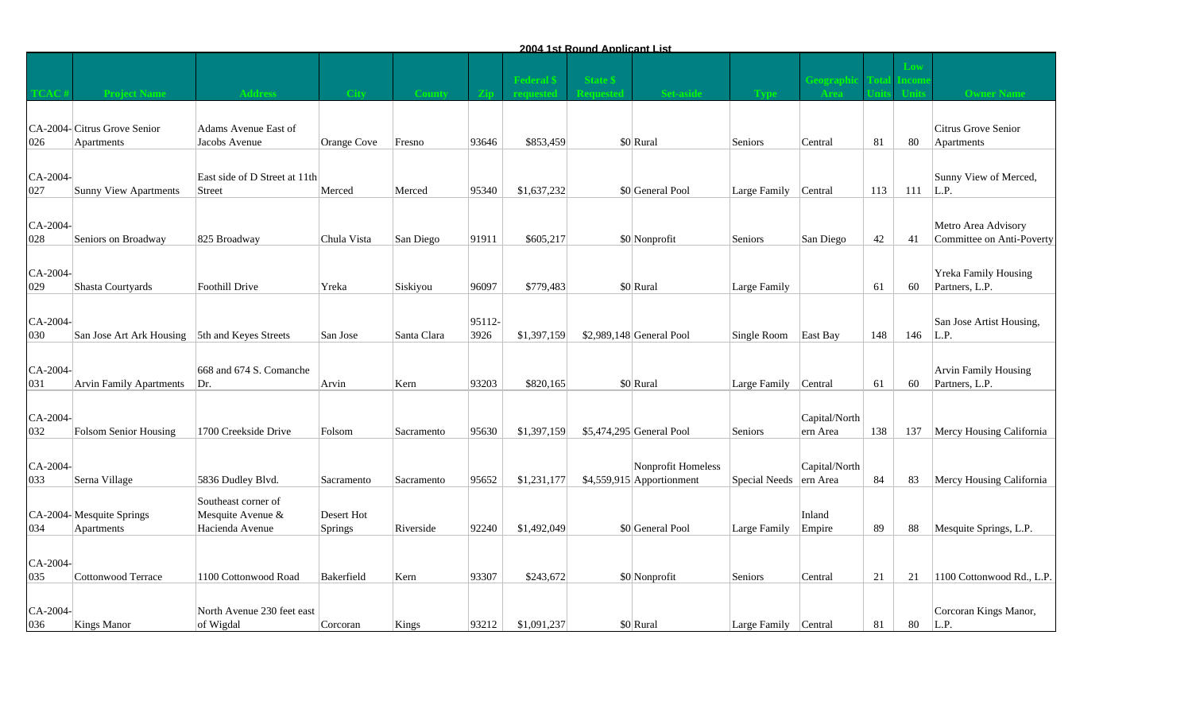## 2004 1st Round Applicant List

| TCAC # | Project Name | Address | City | County | Zip | Federal $ requested | State $ Requested | Set-aside | Type | Geographic Area | Total Units | Low Income Units | Owner Name |
|---|---|---|---|---|---|---|---|---|---|---|---|---|---|
| CA-2004-026 | Citrus Grove Senior Apartments | Adams Avenue East of Jacobs Avenue | Orange Cove | Fresno | 93646 | $853,459 | $0 | Rural | Seniors | Central | 81 | 80 | Citrus Grove Senior Apartments |
| CA-2004-027 | Sunny View Apartments | East side of D Street at 11th Street | Merced | Merced | 95340 | $1,637,232 | $0 | General Pool | Large Family | Central | 113 | 111 | Sunny View of Merced, L.P. |
| CA-2004-028 | Seniors on Broadway | 825 Broadway | Chula Vista | San Diego | 91911 | $605,217 | $0 | Nonprofit | Seniors | San Diego | 42 | 41 | Metro Area Advisory Committee on Anti-Poverty |
| CA-2004-029 | Shasta Courtyards | Foothill Drive | Yreka | Siskiyou | 96097 | $779,483 | $0 | Rural | Large Family | | 61 | 60 | Yreka Family Housing Partners, L.P. |
| CA-2004-030 | San Jose Art Ark Housing | 5th and Keyes Streets | San Jose | Santa Clara | 95112-3926 | $1,397,159 | $2,989,148 | General Pool | Single Room | East Bay | 148 | 146 | San Jose Artist Housing, L.P. |
| CA-2004-031 | Arvin Family Apartments | 668 and 674 S. Comanche Dr. | Arvin | Kern | 93203 | $820,165 | $0 | Rural | Large Family | Central | 61 | 60 | Arvin Family Housing Partners, L.P. |
| CA-2004-032 | Folsom Senior Housing | 1700 Creekside Drive | Folsom | Sacramento | 95630 | $1,397,159 | $5,474,295 | General Pool | Seniors | Capital/Northern Area | 138 | 137 | Mercy Housing California |
| CA-2004-033 | Serna Village | 5836 Dudley Blvd. | Sacramento | Sacramento | 95652 | $1,231,177 | $4,559,915 | Nonprofit Homeless Apportionment | Special Needs | Capital/Northern Area | 84 | 83 | Mercy Housing California |
| CA-2004-034 | Mesquite Springs Apartments | Southeast corner of Mesquite Avenue & Hacienda Avenue | Desert Hot Springs | Riverside | 92240 | $1,492,049 | $0 | General Pool | Large Family | Inland Empire | 89 | 88 | Mesquite Springs, L.P. |
| CA-2004-035 | Cottonwood Terrace | 1100 Cottonwood Road | Bakerfield | Kern | 93307 | $243,672 | $0 | Nonprofit | Seniors | Central | 21 | 21 | 1100 Cottonwood Rd., L.P. |
| CA-2004-036 | Kings Manor | North Avenue 230 feet east of Wigdal | Corcoran | Kings | 93212 | $1,091,237 | $0 | Rural | Large Family | Central | 81 | 80 | Corcoran Kings Manor, L.P. |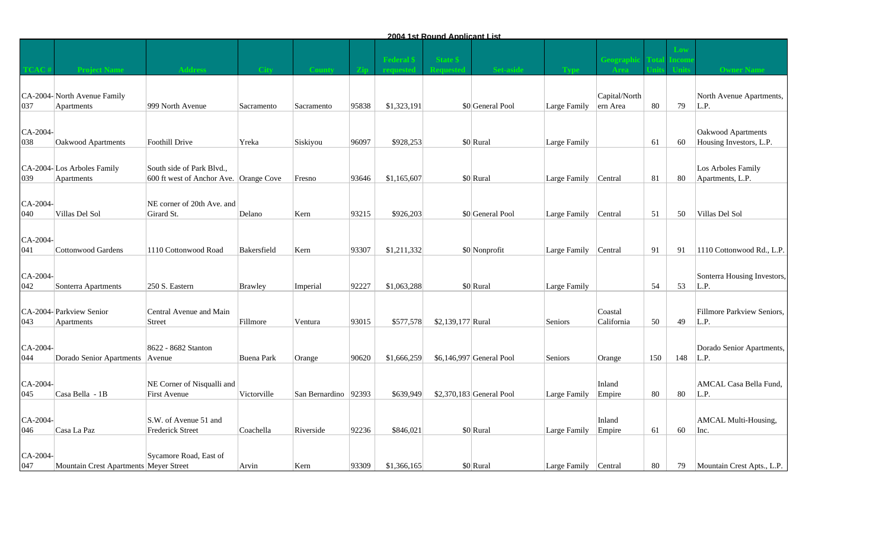**2004 1st Round Applicant List**

| TCAC # | Project Name | Address | City | County | Zip | Federal $ requested | State $ Requested | Set-aside | Type | Geographic Area | Total Units | Low Income Units | Owner Name |
|---|---|---|---|---|---|---|---|---|---|---|---|---|---|
| CA-2004-037 | North Avenue Family Apartments | 999 North Avenue | Sacramento | Sacramento | 95838 | $1,323,191 | $0 | General Pool | Large Family | Capital/Northern Area | 80 | 79 | North Avenue Apartments, L.P. |
| CA-2004-038 | Oakwood Apartments | Foothill Drive | Yreka | Siskiyou | 96097 | $928,253 | $0 | Rural | Large Family | | 61 | 60 | Oakwood Apartments Housing Investors, L.P. |
| CA-2004-039 | Los Arboles Family Apartments | South side of Park Blvd., 600 ft west of Anchor Ave. | Orange Cove | Fresno | 93646 | $1,165,607 | $0 | Rural | Large Family | Central | 81 | 80 | Los Arboles Family Apartments, L.P. |
| CA-2004-040 | Villas Del Sol | NE corner of 20th Ave. and Girard St. | Delano | Kern | 93215 | $926,203 | $0 | General Pool | Large Family | Central | 51 | 50 | Villas Del Sol |
| CA-2004-041 | Cottonwood Gardens | 1110 Cottonwood Road | Bakersfield | Kern | 93307 | $1,211,332 | $0 | Nonprofit | Large Family | Central | 91 | 91 | 1110 Cottonwood Rd., L.P. |
| CA-2004-042 | Sonterra Apartments | 250 S. Eastern | Brawley | Imperial | 92227 | $1,063,288 | $0 | Rural | Large Family | | 54 | 53 | Sonterra Housing Investors, L.P. |
| CA-2004-043 | Parkview Senior Apartments | Central Avenue and Main Street | Fillmore | Ventura | 93015 | $577,578 | $2,139,177 | Rural | Seniors | Coastal California | 50 | 49 | Fillmore Parkview Seniors, L.P. |
| CA-2004-044 | Dorado Senior Apartments | 8622 - 8682 Stanton Avenue | Buena Park | Orange | 90620 | $1,666,259 | $6,146,997 | General Pool | Seniors | Orange | 150 | 148 | Dorado Senior Apartments, L.P. |
| CA-2004-045 | Casa Bella - 1B | NE Corner of Nisqualli and First Avenue | Victorville | San Bernardino | 92393 | $639,949 | $2,370,183 | General Pool | Large Family | Inland Empire | 80 | 80 | AMCAL Casa Bella Fund, L.P. |
| CA-2004-046 | Casa La Paz | S.W. of Avenue 51 and Frederick Street | Coachella | Riverside | 92236 | $846,021 | $0 | Rural | Large Family | Inland Empire | 61 | 60 | AMCAL Multi-Housing, Inc. |
| CA-2004-047 | Mountain Crest Apartments | Sycamore Road, East of Meyer Street | Arvin | Kern | 93309 | $1,366,165 | $0 | Rural | Large Family | Central | 80 | 79 | Mountain Crest Apts., L.P. |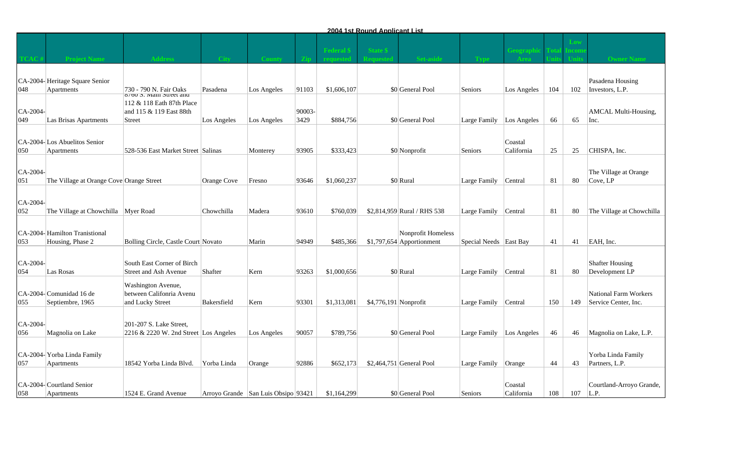**2004 1st Round Applicant List**

| TCAC # | Project Name | Address | City | County | Zip | Federal $ requested | State $ Requested | Set-aside | Type | Geographic Area | Total Units | Low Income Units | Owner Name |
|---|---|---|---|---|---|---|---|---|---|---|---|---|---|
| CA-2004-048 | Heritage Square Senior Apartments | 730 - 790 N. Fair Oaks | Pasadena | Los Angeles | 91103 | $1,606,107 | $0 | General Pool | Seniors | Los Angeles | 104 | 102 | Pasadena Housing Investors, L.P. |
| CA-2004-049 | Las Brisas Apartments | 8700 S. Main Street and 112 & 118 Eath 87th Place and 115 & 119 East 88th Street | Los Angeles | Los Angeles | 90003-3429 | $884,756 | $0 | General Pool | Large Family | Los Angeles | 66 | 65 | AMCAL Multi-Housing, Inc. |
| CA-2004-050 | Los Abuelitos Senior Apartments | 528-536 East Market Street | Salinas | Monterey | 93905 | $333,423 | $0 | Nonprofit | Seniors | Coastal California | 25 | 25 | CHISPA, Inc. |
| CA-2004-051 | The Village at Orange Cove | Orange Street | Orange Cove | Fresno | 93646 | $1,060,237 | $0 | Rural | Large Family | Central | 81 | 80 | The Village at Orange Cove, LP |
| CA-2004-052 | The Village at Chowchilla | Myer Road | Chowchilla | Madera | 93610 | $760,039 | $2,814,959 | Rural / RHS 538 | Large Family | Central | 81 | 80 | The Village at Chowchilla |
| CA-2004-053 | Hamilton Transitional Housing, Phase 2 | Bolling Circle, Castle Court | Novato | Marin | 94949 | $485,366 | $1,797,654 | Nonprofit Homeless Apportionment | Special Needs | East Bay | 41 | 41 | EAH, Inc. |
| CA-2004-054 | Las Rosas | South East Corner of Birch Street and Ash Avenue | Shafter | Kern | 93263 | $1,000,656 | $0 | Rural | Large Family | Central | 81 | 80 | Shafter Housing Development LP |
| CA-2004-055 | Comunidad 16 de Septiembre, 1965 | Washington Avenue, between Califonria Avenu and Lucky Street | Bakersfield | Kern | 93301 | $1,313,081 | $4,776,191 | Nonprofit | Large Family | Central | 150 | 149 | National Farm Workers Service Center, Inc. |
| CA-2004-056 | Magnolia on Lake | 201-207 S. Lake Street, 2216 & 2220 W. 2nd Street | Los Angeles | Los Angeles | 90057 | $789,756 | $0 | General Pool | Large Family | Los Angeles | 46 | 46 | Magnolia on Lake, L.P. |
| CA-2004-057 | Yorba Linda Family Apartments | 18542 Yorba Linda Blvd. | Yorba Linda | Orange | 92886 | $652,173 | $2,464,751 | General Pool | Large Family | Orange | 44 | 43 | Yorba Linda Family Partners, L.P. |
| CA-2004-058 | Courtland Senior Apartments | 1524 E. Grand Avenue | Arroyo Grande | San Luis Obispo | 93421 | $1,164,299 | $0 | General Pool | Seniors | Coastal California | 108 | 107 | Courtland-Arroyo Grande, L.P. |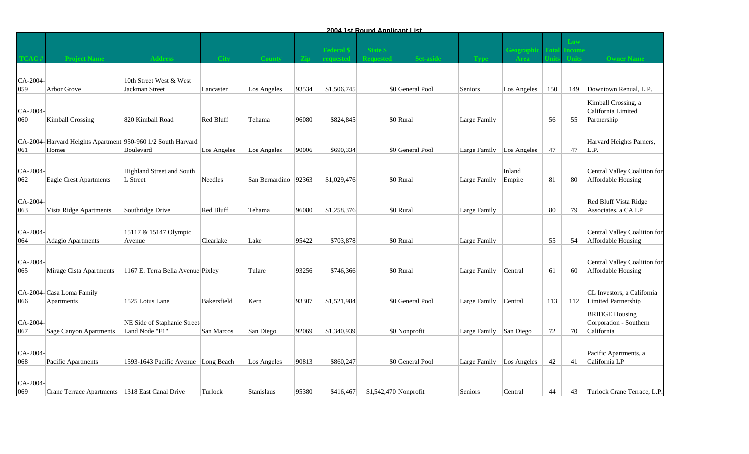## 2004 1st Round Applicant List

| TCAC # | Project Name | Address | City | County | Zip | Federal $ requested | State $ Requested | Set-aside | Type | Geographic Area | Total Units | Low Income Units | Owner Name |
|---|---|---|---|---|---|---|---|---|---|---|---|---|---|
| CA-2004-059 | Arbor Grove | 10th Street West & West Jackman Street | Lancaster | Los Angeles | 93534 | $1,506,745 | $0 | General Pool | Seniors | Los Angeles | 150 | 149 | Downtown Renual, L.P. |
| CA-2004-060 | Kimball Crossing | 820 Kimball Road | Red Bluff | Tehama | 96080 | $824,845 | $0 | Rural | Large Family | | 56 | 55 | Kimball Crossing, a California Limited Partnership |
| CA-2004-061 | Harvard Heights Apartment Homes | 950-960 1/2 South Harvard Boulevard | Los Angeles | Los Angeles | 90006 | $690,334 | $0 | General Pool | Large Family | Los Angeles | 47 | 47 | Harvard Heights Parners, L.P. |
| CA-2004-062 | Eagle Crest Apartments | Highland Street and South L Street | Needles | San Bernardino | 92363 | $1,029,476 | $0 | Rural | Large Family | Inland Empire | 81 | 80 | Central Valley Coalition for Affordable Housing |
| CA-2004-063 | Vista Ridge Apartments | Southridge Drive | Red Bluff | Tehama | 96080 | $1,258,376 | $0 | Rural | Large Family | | 80 | 79 | Red Bluff Vista Ridge Associates, a CA LP |
| CA-2004-064 | Adagio Apartments | 15117 & 15147 Olympic Avenue | Clearlake | Lake | 95422 | $703,878 | $0 | Rural | Large Family | | 55 | 54 | Central Valley Coalition for Affordable Housing |
| CA-2004-065 | Mirage Cista Apartments | 1167 E. Terra Bella Avenue | Pixley | Tulare | 93256 | $746,366 | $0 | Rural | Large Family | Central | 61 | 60 | Central Valley Coalition for Affordable Housing |
| CA-2004-066 | Casa Loma Family Apartments | 1525 Lotus Lane | Bakersfield | Kern | 93307 | $1,521,984 | $0 | General Pool | Large Family | Central | 113 | 112 | CL Investors, a California Limited Partnership |
| CA-2004-067 | Sage Canyon Apartments | NE Side of Staphanie Street-Land Node "F1" | San Marcos | San Diego | 92069 | $1,340,939 | $0 | Nonprofit | Large Family | San Diego | 72 | 70 | BRIDGE Housing Corporation - Southern California |
| CA-2004-068 | Pacific Apartments | 1593-1643 Pacific Avenue | Long Beach | Los Angeles | 90813 | $860,247 | $0 | General Pool | Large Family | Los Angeles | 42 | 41 | Pacific Apartments, a California LP |
| CA-2004-069 | Crane Terrace Apartments | 1318 East Canal Drive | Turlock | Stanislaus | 95380 | $416,467 | $1,542,470 | Nonprofit | Seniors | Central | 44 | 43 | Turlock Crane Terrace, L.P. |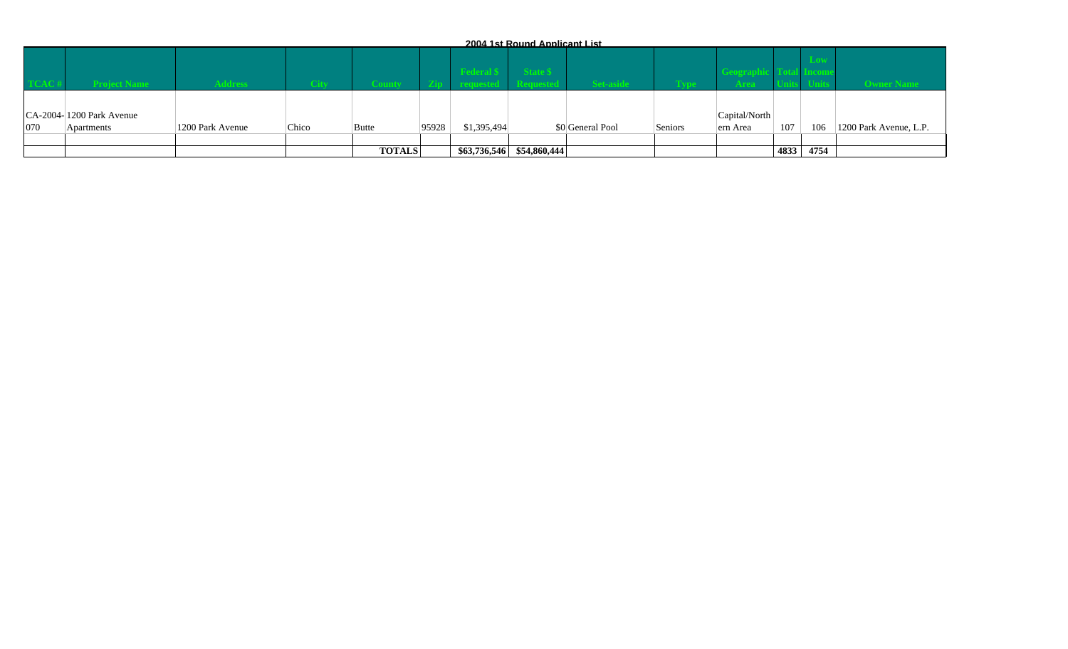**2004 1st Round Applicant List**

| TCAC # | Project Name | Address | City | County | Zip | Federal $ requested | State $ Requested | Set-aside | Type | Geographic Area | Total Units | Low Income Units | Owner Name |
|---|---|---|---|---|---|---|---|---|---|---|---|---|---|
| CA-2004-070 | 1200 Park Avenue Apartments | 1200 Park Avenue | Chico | Butte | 95928 | $1,395,494 | $0 | General Pool | Seniors | Capital/Northern Area | 107 | 106 | 1200 Park Avenue, L.P. |
| | | | | | | | | | | | | | |
| | | | | **TOTALS** | | **$63,736,546** | **$54,860,444** | | | | **4833** | **4754** | |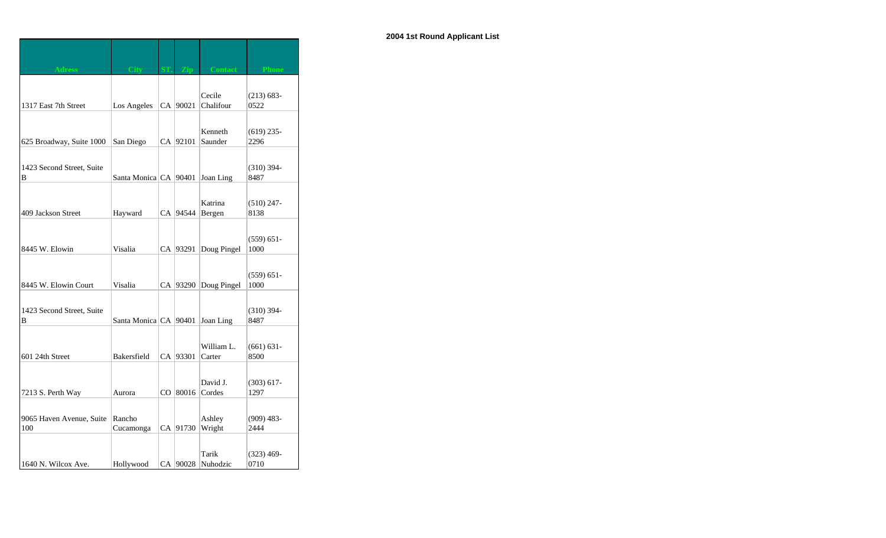**2004 1st Round Applicant List**

| Adress | City | ST. | Zip | Contact | Phone |
|---|---|---|---|---|---|
| 1317 East 7th Street | Los Angeles | CA | 90021 | Cecile Chalifour | (213) 683-0522 |
| 625 Broadway, Suite 1000 | San Diego | CA | 92101 | Kenneth Saunder | (619) 235-2296 |
| 1423 Second Street, Suite B | Santa Monica | CA | 90401 | Joan Ling | (310) 394-8487 |
| 409 Jackson Street | Hayward | CA | 94544 | Katrina Bergen | (510) 247-8138 |
| 8445 W. Elowin | Visalia | CA | 93291 | Doug Pingel | (559) 651-1000 |
| 8445 W. Elowin Court | Visalia | CA | 93290 | Doug Pingel | (559) 651-1000 |
| 1423 Second Street, Suite B | Santa Monica | CA | 90401 | Joan Ling | (310) 394-8487 |
| 601 24th Street | Bakersfield | CA | 93301 | William L. Carter | (661) 631-8500 |
| 7213 S. Perth Way | Aurora | CO | 80016 | David J. Cordes | (303) 617-1297 |
| 9065 Haven Avenue, Suite 100 | Rancho Cucamonga | CA | 91730 | Ashley Wright | (909) 483-2444 |
| 1640 N. Wilcox Ave. | Hollywood | CA | 90028 | Tarik Nuhodzic | (323) 469-0710 |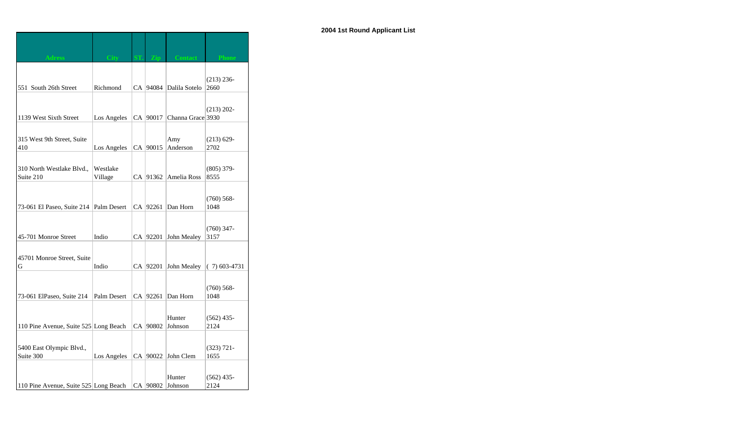**2004 1st Round Applicant List**

| Adress | City | ST. | Zip | Contact | Phone |
|---|---|---|---|---|---|
| 551 South 26th Street | Richmond | CA | 94084 | Dalila Sotelo | (213) 236-2660 |
| 1139 West Sixth Street | Los Angeles | CA | 90017 | Channa Grace | (213) 202-3930 |
| 315 West 9th Street, Suite 410 | Los Angeles | CA | 90015 | Amy Anderson | (213) 629-2702 |
| 310 North Westlake Blvd., Suite 210 | Westlake Village | CA | 91362 | Amelia Ross | (805) 379-8555 |
| 73-061 El Paseo, Suite 214 | Palm Desert | CA | 92261 | Dan Horn | (760) 568-1048 |
| 45-701 Monroe Street | Indio | CA | 92201 | John Mealey | (760) 347-3157 |
| 45701 Monroe Street, Suite G | Indio | CA | 92201 | John Mealey | ( 7) 603-4731 |
| 73-061 ElPaseo, Suite 214 | Palm Desert | CA | 92261 | Dan Horn | (760) 568-1048 |
| 110 Pine Avenue, Suite 525 | Long Beach | CA | 90802 | Hunter Johnson | (562) 435-2124 |
| 5400 East Olympic Blvd., Suite 300 | Los Angeles | CA | 90022 | John Clem | (323) 721-1655 |
| 110 Pine Avenue, Suite 525 | Long Beach | CA | 90802 | Hunter Johnson | (562) 435-2124 |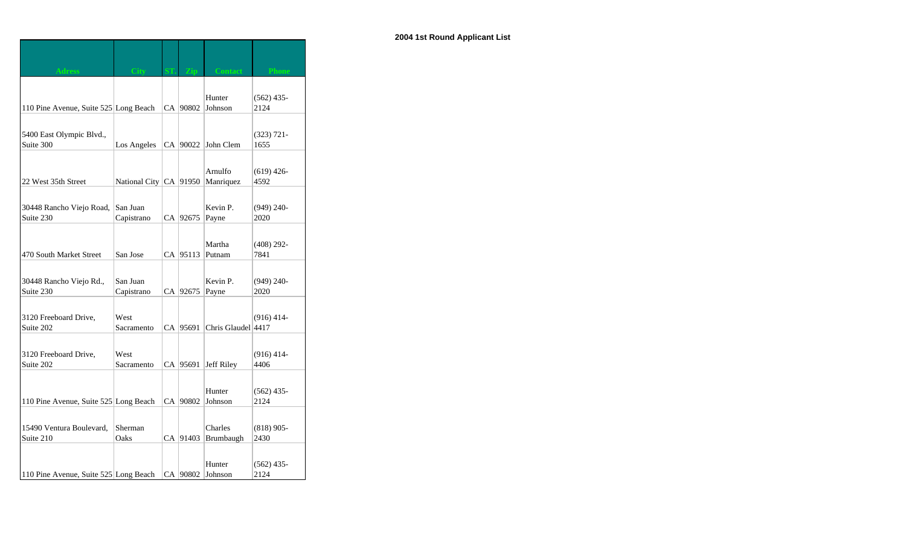## 2004 1st Round Applicant List

| Adress | City | ST. | Zip | Contact | Phone |
|---|---|---|---|---|---|
| 110 Pine Avenue, Suite 525 | Long Beach | CA | 90802 | Hunter Johnson | (562) 435-2124 |
| 5400 East Olympic Blvd., Suite 300 | Los Angeles | CA | 90022 | John Clem | (323) 721-1655 |
| 22 West 35th Street | National City | CA | 91950 | Arnulfo Manriquez | (619) 426-4592 |
| 30448 Rancho Viejo Road, Suite 230 | San Juan Capistrano | CA | 92675 | Kevin P. Payne | (949) 240-2020 |
| 470 South Market Street | San Jose | CA | 95113 | Martha Putnam | (408) 292-7841 |
| 30448 Rancho Viejo Rd., Suite 230 | San Juan Capistrano | CA | 92675 | Kevin P. Payne | (949) 240-2020 |
| 3120 Freeboard Drive, Suite 202 | West Sacramento | CA | 95691 | Chris Glaudel | (916) 414-4417 |
| 3120 Freeboard Drive, Suite 202 | West Sacramento | CA | 95691 | Jeff Riley | (916) 414-4406 |
| 110 Pine Avenue, Suite 525 | Long Beach | CA | 90802 | Hunter Johnson | (562) 435-2124 |
| 15490 Ventura Boulevard, Suite 210 | Sherman Oaks | CA | 91403 | Charles Brumbaugh | (818) 905-2430 |
| 110 Pine Avenue, Suite 525 | Long Beach | CA | 90802 | Hunter Johnson | (562) 435-2124 |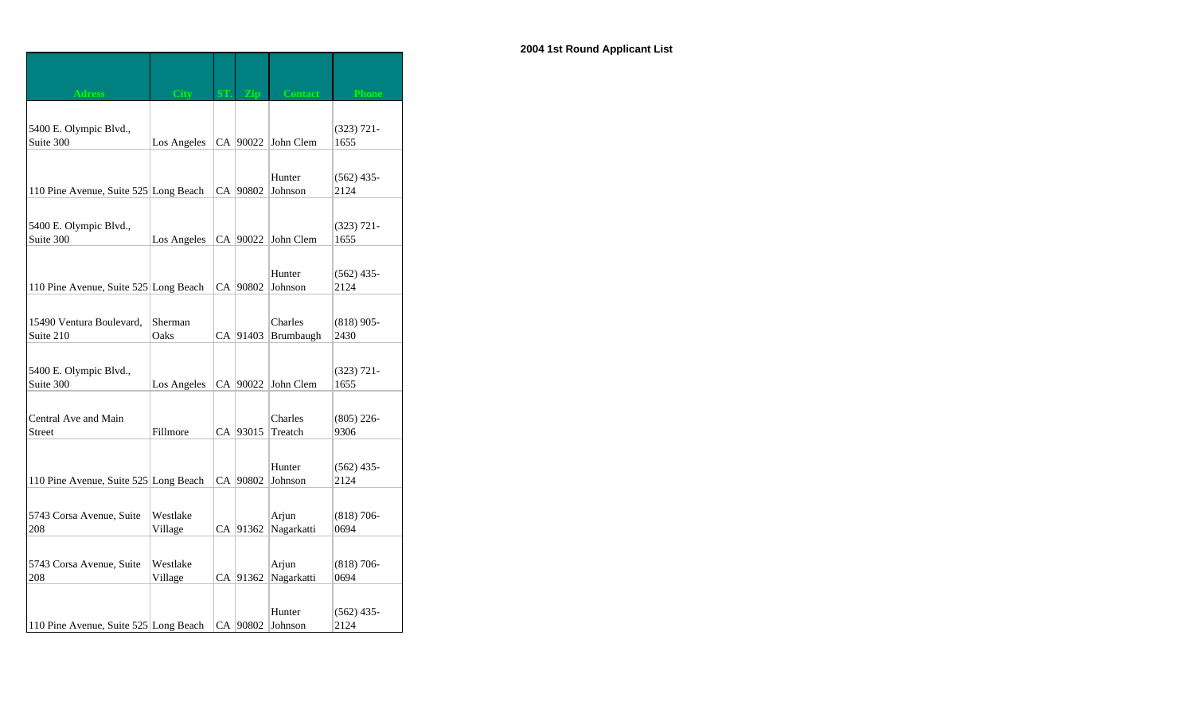**2004 1st Round Applicant List**

| Adress | City | ST. | Zip | Contact | Phone |
|---|---|---|---|---|---|
| 5400 E. Olympic Blvd., Suite 300 | Los Angeles | CA | 90022 | John Clem | (323) 721-1655 |
| 110 Pine Avenue, Suite 525 | Long Beach | CA | 90802 | Hunter Johnson | (562) 435-2124 |
| 5400 E. Olympic Blvd., Suite 300 | Los Angeles | CA | 90022 | John Clem | (323) 721-1655 |
| 110 Pine Avenue, Suite 525 | Long Beach | CA | 90802 | Hunter Johnson | (562) 435-2124 |
| 15490 Ventura Boulevard, Suite 210 | Sherman Oaks | CA | 91403 | Charles Brumbaugh | (818) 905-2430 |
| 5400 E. Olympic Blvd., Suite 300 | Los Angeles | CA | 90022 | John Clem | (323) 721-1655 |
| Central Ave and Main Street | Fillmore | CA | 93015 | Charles Treatch | (805) 226-9306 |
| 110 Pine Avenue, Suite 525 | Long Beach | CA | 90802 | Hunter Johnson | (562) 435-2124 |
| 5743 Corsa Avenue, Suite 208 | Westlake Village | CA | 91362 | Arjun Nagarkatti | (818) 706-0694 |
| 5743 Corsa Avenue, Suite 208 | Westlake Village | CA | 91362 | Arjun Nagarkatti | (818) 706-0694 |
| 110 Pine Avenue, Suite 525 | Long Beach | CA | 90802 | Hunter Johnson | (562) 435-2124 |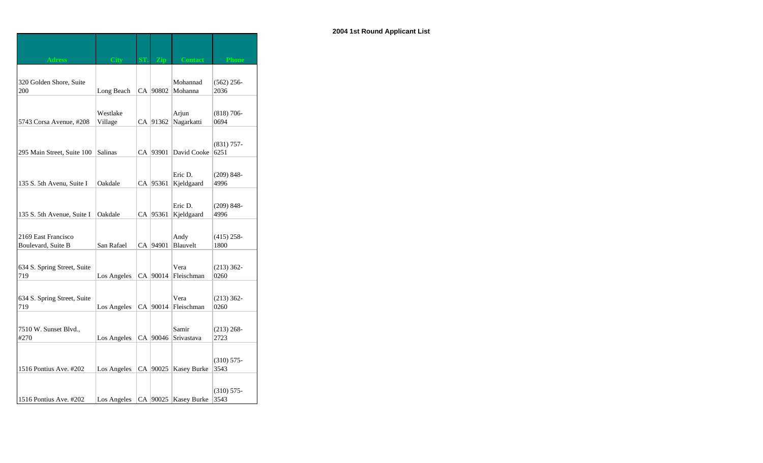**2004 1st Round Applicant List**

| Adress | City | ST. | Zip | Contact | Phone |
|---|---|---|---|---|---|
| 320 Golden Shore, Suite 200 | Long Beach | CA | 90802 | Mohannad Mohanna | (562) 256-2036 |
| 5743 Corsa Avenue, #208 | Westlake Village | CA | 91362 | Arjun Nagarkatti | (818) 706-0694 |
| 295 Main Street, Suite 100 | Salinas | CA | 93901 | David Cooke | (831) 757-6251 |
| 135 S. 5th Avenu, Suite I | Oakdale | CA | 95361 | Eric D. Kjeldgaard | (209) 848-4996 |
| 135 S. 5th Avenue, Suite I | Oakdale | CA | 95361 | Eric D. Kjeldgaard | (209) 848-4996 |
| 2169 East Francisco Boulevard, Suite B | San Rafael | CA | 94901 | Andy Blauvelt | (415) 258-1800 |
| 634 S. Spring Street, Suite 719 | Los Angeles | CA | 90014 | Vera Fleischman | (213) 362-0260 |
| 634 S. Spring Street, Suite 719 | Los Angeles | CA | 90014 | Vera Fleischman | (213) 362-0260 |
| 7510 W. Sunset Blvd., #270 | Los Angeles | CA | 90046 | Samir Srivastava | (213) 268-2723 |
| 1516 Pontius Ave. #202 | Los Angeles | CA | 90025 | Kasey Burke | (310) 575-3543 |
| 1516 Pontius Ave. #202 | Los Angeles | CA | 90025 | Kasey Burke | (310) 575-3543 |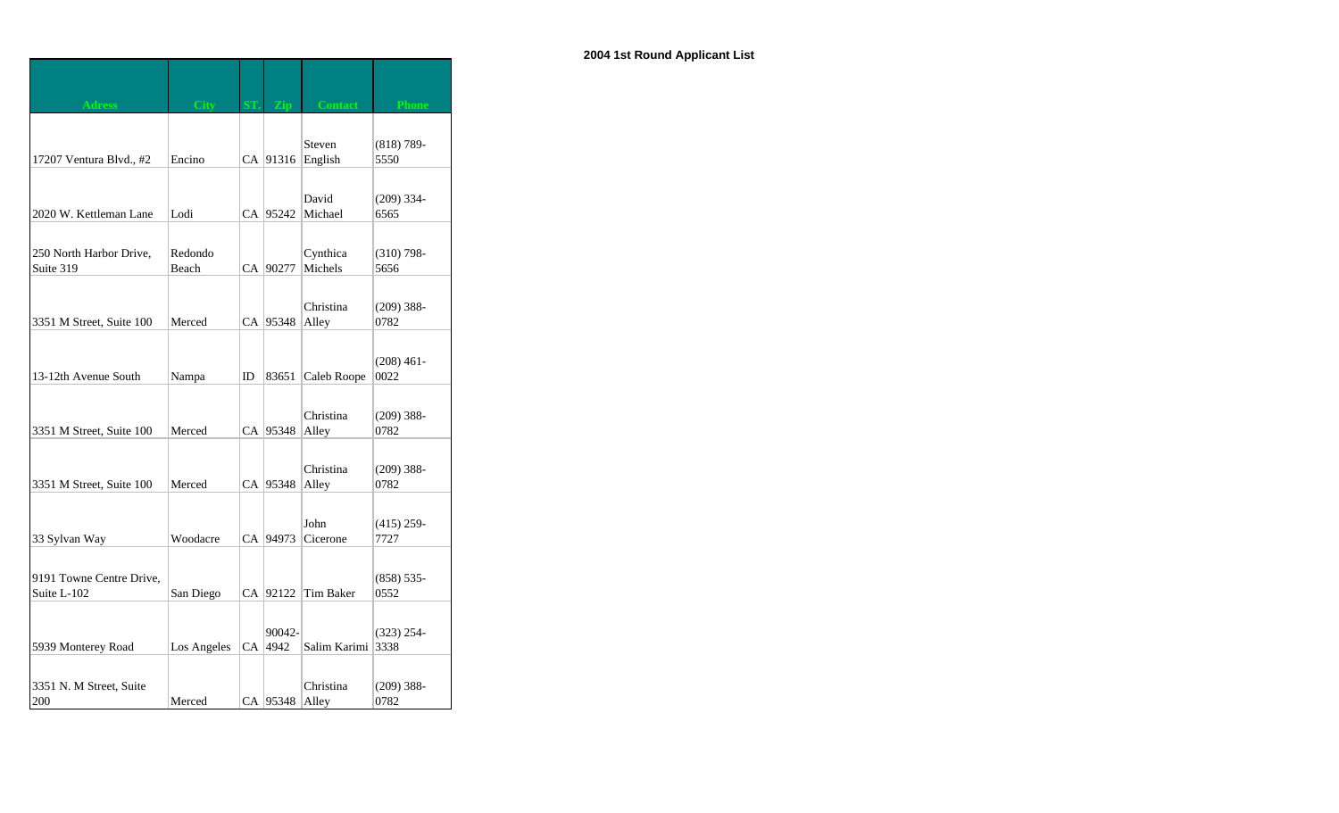**2004 1st Round Applicant List**

| Adress | City | ST. | Zip | Contact | Phone |
|---|---|---|---|---|---|
| 17207 Ventura Blvd., #2 | Encino | CA | 91316 | Steven English | (818) 789-5550 |
| 2020 W. Kettleman Lane | Lodi | CA | 95242 | David Michael | (209) 334-6565 |
| 250 North Harbor Drive, Suite 319 | Redondo Beach | CA | 90277 | Cynthica Michels | (310) 798-5656 |
| 3351 M Street, Suite 100 | Merced | CA | 95348 | Christina Alley | (209) 388-0782 |
| 13-12th Avenue South | Nampa | ID | 83651 | Caleb Roope | (208) 461-0022 |
| 3351 M Street, Suite 100 | Merced | CA | 95348 | Christina Alley | (209) 388-0782 |
| 3351 M Street, Suite 100 | Merced | CA | 95348 | Christina Alley | (209) 388-0782 |
| 33 Sylvan Way | Woodacre | CA | 94973 | John Cicerone | (415) 259-7727 |
| 9191 Towne Centre Drive, Suite L-102 | San Diego | CA | 92122 | Tim Baker | (858) 535-0552 |
| 5939 Monterey Road | Los Angeles | CA | 90042-4942 | Salim Karimi | (323) 254-3338 |
| 3351 N. M Street, Suite 200 | Merced | CA | 95348 | Christina Alley | (209) 388-0782 |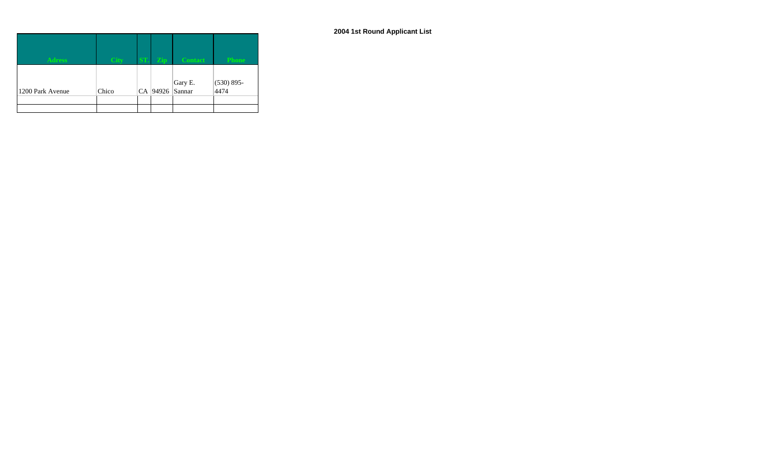## 2004 1st Round Applicant List

| Adress | City | ST. | Zip | Contact | Phone |
|---|---|---|---|---|---|
| 1200 Park Avenue | Chico | CA | 94926 | Gary E. Sannar | (530) 895-4474 |
| | | | | | |
| | | | | | |